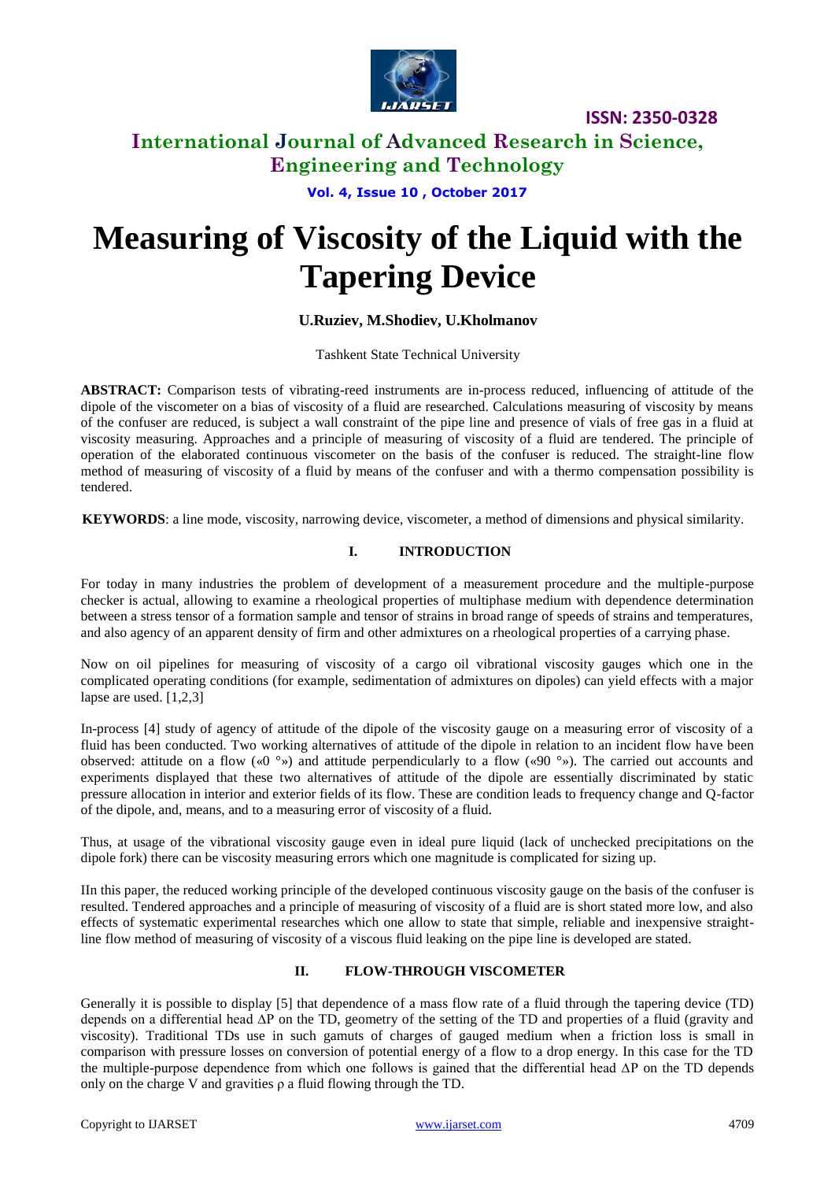# Measuring of Viscosity of the Liquid with the Tapering Device

**U.Ruziev, M.Shodiev, U.Kholmanov**

Tashkent State Technical University

**ABSTRACT:** Comparison tests of vibrating-reed instruments are in-process reduced, influencing of attitude of the dipole of the viscometer on a bias of viscosity of a fluid are researched. Calculations measuring of viscosity by means of the confuser are reduced, is subject a wall constraint of the pipe line and presence of vials of free gas in a fluid at viscosity measuring. Approaches and a principle of measuring of viscosity of a fluid are tendered. The principle of operation of the elaborated continuous viscometer on the basis of the confuser is reduced. The straight-line flow method of measuring of viscosity of a fluid by means of the confuser and with a thermo compensation possibility is tendered.

**KEYWORDS**: a line mode, viscosity, narrowing device, viscometer, a method of dimensions and physical similarity.

## I. INTRODUCTION

For today in many industries the problem of development of a measurement procedure and the multiple-purpose checker is actual, allowing to examine a rheological properties of multiphase medium with dependence determination between a stress tensor of a formation sample and tensor of strains in broad range of speeds of strains and temperatures, and also agency of an apparent density of firm and other admixtures on a rheological properties of a carrying phase.

Now on oil pipelines for measuring of viscosity of a cargo oil vibrational viscosity gauges which one in the complicated operating conditions (for example, sedimentation of admixtures on dipoles) can yield effects with a major lapse are used. [1,2,3]

In-process [4] study of agency of attitude of the dipole of the viscosity gauge on a measuring error of viscosity of a fluid has been conducted. Two working alternatives of attitude of the dipole in relation to an incident flow have been observed: attitude on a flow («0 °») and attitude perpendicularly to a flow («90 °»). The carried out accounts and experiments displayed that these two alternatives of attitude of the dipole are essentially discriminated by static pressure allocation in interior and exterior fields of its flow. These are condition leads to frequency change and Q-factor of the dipole, and, means, and to a measuring error of viscosity of a fluid.

Thus, at usage of the vibrational viscosity gauge even in ideal pure liquid (lack of unchecked precipitations on the dipole fork) there can be viscosity measuring errors which one magnitude is complicated for sizing up.

IIn this paper, the reduced working principle of the developed continuous viscosity gauge on the basis of the confuser is resulted. Tendered approaches and a principle of measuring of viscosity of a fluid are is short stated more low, and also effects of systematic experimental researches which one allow to state that simple, reliable and inexpensive straight-line flow method of measuring of viscosity of a viscous fluid leaking on the pipe line is developed are stated.

## II. FLOW-THROUGH VISCOMETER

Generally it is possible to display [5] that dependence of a mass flow rate of a fluid through the tapering device (TD) depends on a differential head $\Delta P$ on the TD, geometry of the setting of the TD and properties of a fluid (gravity and viscosity). Traditional TDs use in such gamuts of charges of gauged medium when a friction loss is small in comparison with pressure losses on conversion of potential energy of a flow to a drop energy. In this case for the TD the multiple-purpose dependence from which one follows is gained that the differential head $\Delta P$ on the TD depends only on the charge V and gravities ρ a fluid flowing through the TD.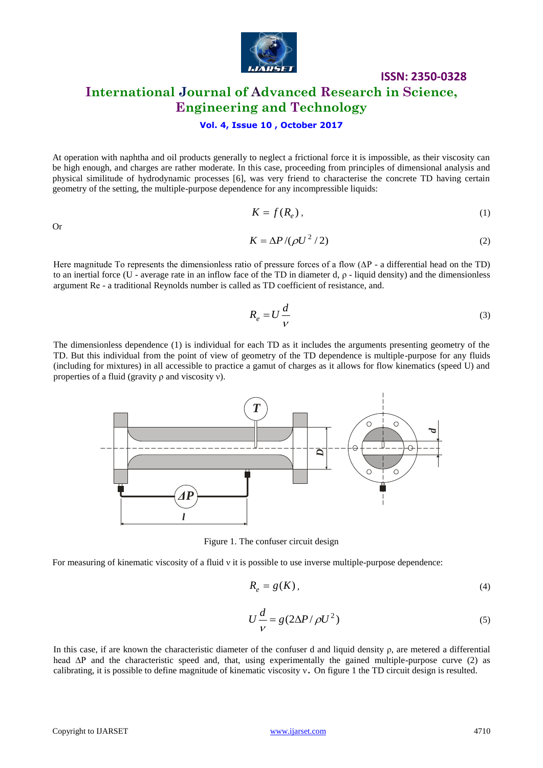At operation with naphtha and oil products generally to neglect a frictional force it is impossible, as their viscosity can be high enough, and charges are rather moderate. In this case, proceeding from principles of dimensional analysis and physical similitude of hydrodynamic processes [6], was very friend to characterise the concrete TD having certain geometry of the setting, the multiple-purpose dependence for any incompressible liquids:

$$K = f(R_e), \tag{1}$$

Or

$$K = \Delta P / (\rho U^2 / 2) \tag{2}$$

Here magnitude To represents the dimensionless ratio of pressure forces of a flow ($\Delta P$ - a differential head on the TD) to an inertial force (U - average rate in an inflow face of the TD in diameter d, $\rho$ - liquid density) and the dimensionless argument Re - a traditional Reynolds number is called as TD coefficient of resistance, and.

$$R_e = U \frac{d}{\nu} \tag{3}$$

The dimensionless dependence (1) is individual for each TD as it includes the arguments presenting geometry of the TD. But this individual from the point of view of geometry of the TD dependence is multiple-purpose for any fluids (including for mixtures) in all accessible to practice a gamut of charges as it allows for flow kinematics (speed U) and properties of a fluid (gravity $\rho$ and viscosity $\nu$).

Figure 1. The confuser circuit design

For measuring of kinematic viscosity of a fluid $\nu$ it is possible to use inverse multiple-purpose dependence:

$$R_e = g(K), \tag{4}$$

$$U \frac{d}{\nu} = g(2\Delta P / \rho U^2) \tag{5}$$

In this case, if are known the characteristic diameter of the confuser d and liquid density $\rho$, are metered a differential head $\Delta P$ and the characteristic speed and, that, using experimentally the gained multiple-purpose curve (2) as calibrating, it is possible to define magnitude of kinematic viscosity $\nu$. On figure 1 the TD circuit design is resulted.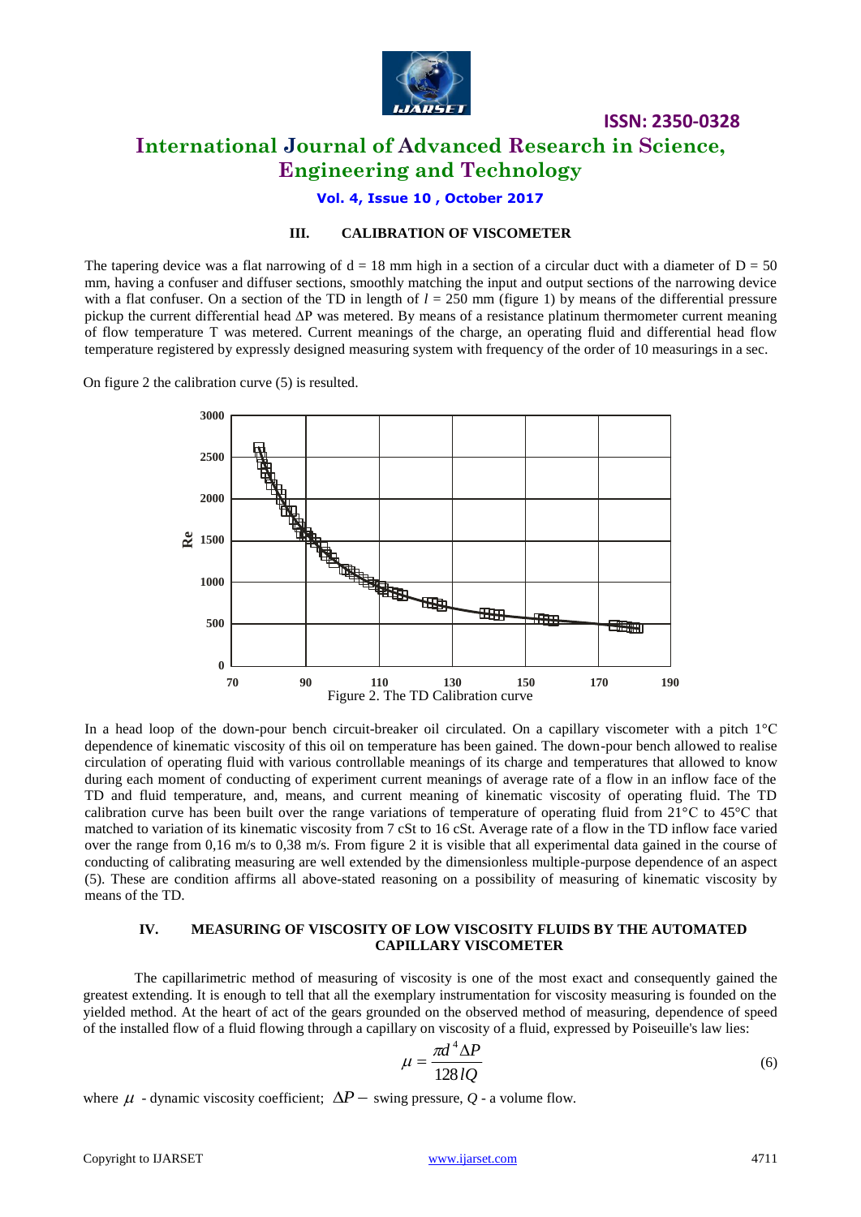### III. CALIBRATION OF VISCOMETER

The tapering device was a flat narrowing of d = 18 mm high in a section of a circular duct with a diameter of D = 50 mm, having a confuser and diffuser sections, smoothly matching the input and output sections of the narrowing device with a flat confuser. On a section of the TD in length of $l$ = 250 mm (figure 1) by means of the differential pressure pickup the current differential head ΔP was metered. By means of a resistance platinum thermometer current meaning of flow temperature T was metered. Current meanings of the charge, an operating fluid and differential head flow temperature registered by expressly designed measuring system with frequency of the order of 10 measurings in a sec.

On figure 2 the calibration curve (5) is resulted.

Figure 2. The TD Calibration curve

In a head loop of the down-pour bench circuit-breaker oil circulated. On a capillary viscometer with a pitch 1°C dependence of kinematic viscosity of this oil on temperature has been gained. The down-pour bench allowed to realise circulation of operating fluid with various controllable meanings of its charge and temperatures that allowed to know during each moment of conducting of experiment current meanings of average rate of a flow in an inflow face of the TD and fluid temperature, and, means, and current meaning of kinematic viscosity of operating fluid. The TD calibration curve has been built over the range variations of temperature of operating fluid from 21°C to 45°C that matched to variation of its kinematic viscosity from 7 cSt to 16 cSt. Average rate of a flow in the TD inflow face varied over the range from 0,16 m/s to 0,38 m/s. From figure 2 it is visible that all experimental data gained in the course of conducting of calibrating measuring are well extended by the dimensionless multiple-purpose dependence of an aspect (5). These are condition affirms all above-stated reasoning on a possibility of measuring of kinematic viscosity by means of the TD.

### IV. MEASURING OF VISCOSITY OF LOW VISCOSITY FLUIDS BY THE AUTOMATED CAPILLARY VISCOMETER

The capillarimetric method of measuring of viscosity is one of the most exact and consequently gained the greatest extending. It is enough to tell that all the exemplary instrumentation for viscosity measuring is founded on the yielded method. At the heart of act of the gears grounded on the observed method of measuring, dependence of speed of the installed flow of a fluid flowing through a capillary on viscosity of a fluid, expressed by Poiseuille's law lies:

$$\mu = \frac{\pi d^4 \Delta P}{128 l Q} \tag{6}$$

where $\mu$ - dynamic viscosity coefficient; $\Delta P -$ swing pressure, $Q$ - a volume flow.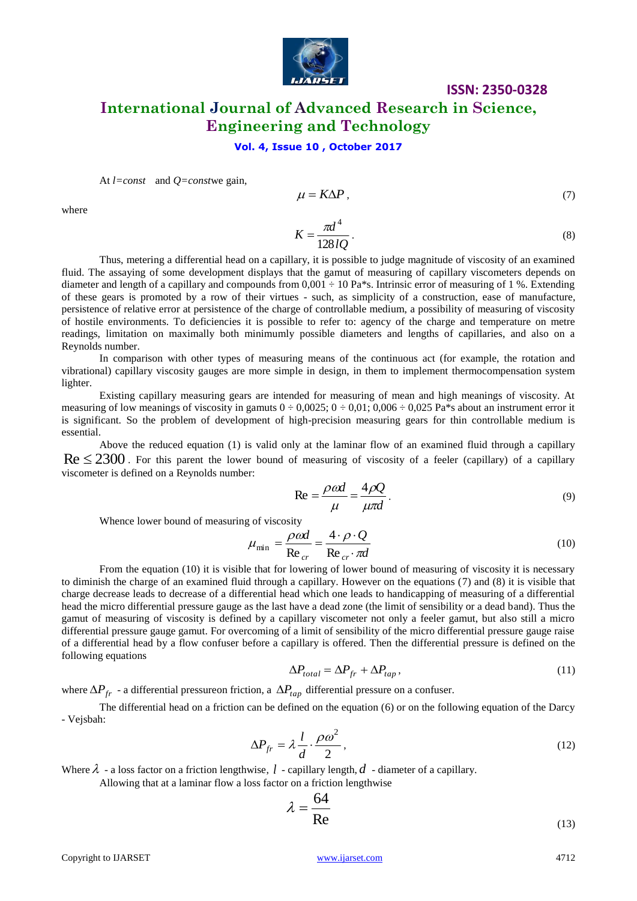At $l=const$ and $Q=const$we gain,

$$\mu = K\Delta P , \tag{7}$$

where

$$K = \frac{\pi d^4}{128 l Q} . \tag{8}$$

Thus, metering a differential head on a capillary, it is possible to judge magnitude of viscosity of an examined fluid. The assaying of some development displays that the gamut of measuring of capillary viscometers depends on diameter and length of a capillary and compounds from 0,001 ÷ 10 Pa*s. Intrinsic error of measuring of 1 %. Extending of these gears is promoted by a row of their virtues - such, as simplicity of a construction, ease of manufacture, persistence of relative error at persistence of the charge of controllable medium, a possibility of measuring of viscosity of hostile environments. To deficiencies it is possible to refer to: agency of the charge and temperature on metre readings, limitation on maximally both minimumly possible diameters and lengths of capillaries, and also on a Reynolds number.

In comparison with other types of measuring means of the continuous act (for example, the rotation and vibrational) capillary viscosity gauges are more simple in design, in them to implement thermocompensation system lighter.

Existing capillary measuring gears are intended for measuring of mean and high meanings of viscosity. At measuring of low meanings of viscosity in gamuts 0 ÷ 0,0025; 0 ÷ 0,01; 0,006 ÷ 0,025 Pa*s about an instrument error it is significant. So the problem of development of high-precision measuring gears for thin controllable medium is essential.

Above the reduced equation (1) is valid only at the laminar flow of an examined fluid through a capillary $\text{Re} \leq 2300$. For this parent the lower bound of measuring of viscosity of a feeler (capillary) of a capillary viscometer is defined on a Reynolds number:

$$\text{Re} = \frac{\rho \omega d}{\mu} = \frac{4 \rho Q}{\mu \pi d} . \tag{9}$$

Whence lower bound of measuring of viscosity

$$\mu_{\min} = \frac{\rho \omega d}{\text{Re}_{cr}} = \frac{4 \cdot \rho \cdot Q}{\text{Re}_{cr} \cdot \pi d} \tag{10}$$

From the equation (10) it is visible that for lowering of lower bound of measuring of viscosity it is necessary to diminish the charge of an examined fluid through a capillary. However on the equations (7) and (8) it is visible that charge decrease leads to decrease of a differential head which one leads to handicapping of measuring of a differential head the micro differential pressure gauge as the last have a dead zone (the limit of sensibility or a dead band). Thus the gamut of measuring of viscosity is defined by a capillary viscometer not only a feeler gamut, but also still a micro differential pressure gauge gamut. For overcoming of a limit of sensibility of the micro differential pressure gauge raise of a differential head by a flow confuser before a capillary is offered. Then the differential pressure is defined on the following equations

$$\Delta P_{total} = \Delta P_{fr} + \Delta P_{tap} , \tag{11}$$

where $\Delta P_{fr}$ - a differential pressureon friction, a $\Delta P_{tap}$ differential pressure on a confuser.

The differential head on a friction can be defined on the equation (6) or on the following equation of the Darcy - Vejsbah:

$$\Delta P_{fr} = \lambda \frac{l}{d} \cdot \frac{\rho \omega^2}{2} , \tag{12}$$

Where $\lambda$ - a loss factor on a friction lengthwise, $l$ - capillary length, $d$ - diameter of a capillary.

Allowing that at a laminar flow a loss factor on a friction lengthwise

$$\lambda = \frac{64}{\text{Re}} \tag{13}$$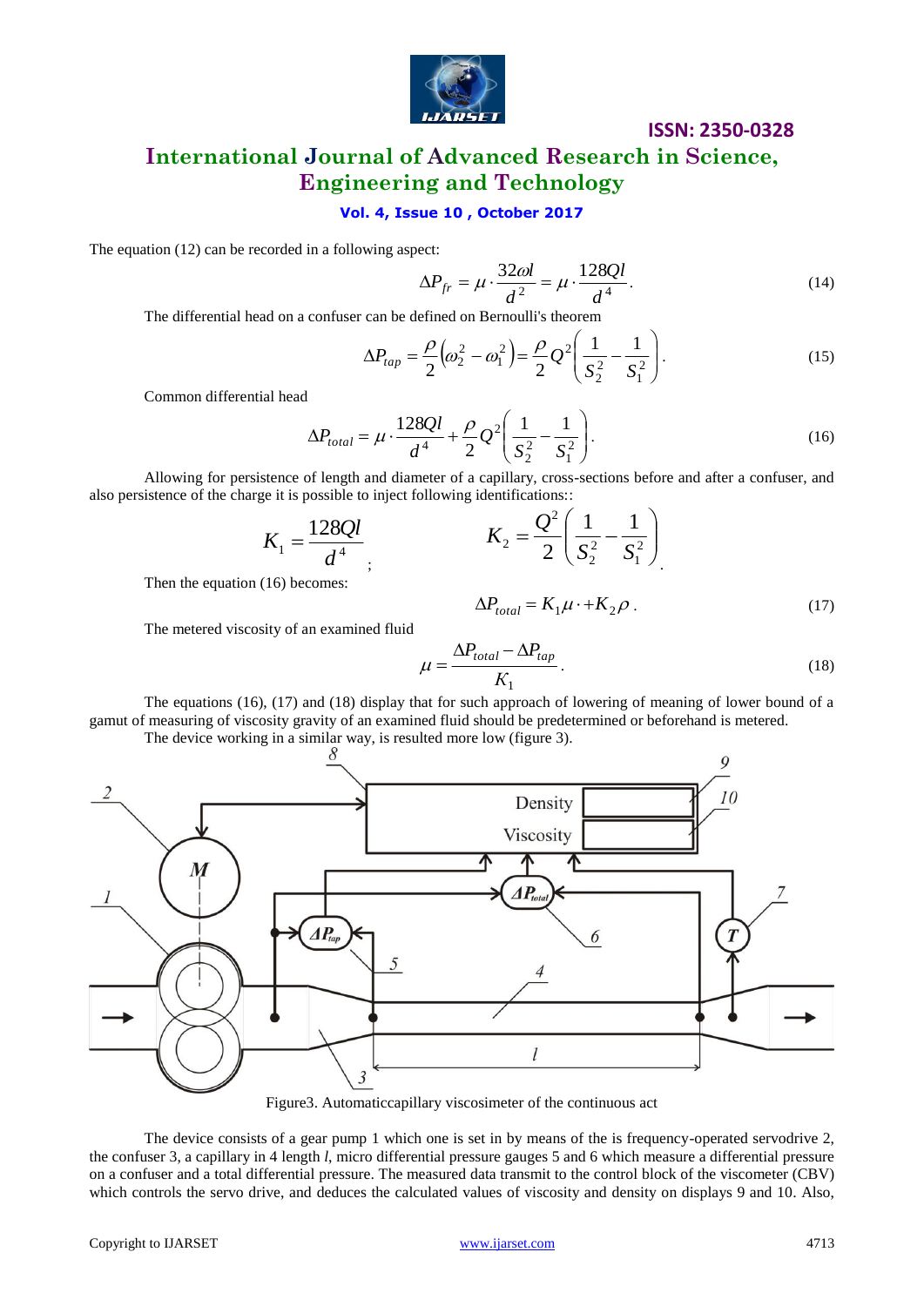The equation (12) can be recorded in a following aspect:

$$\Delta P_{fr} = \mu \cdot \frac{32\omega l}{d^2} = \mu \cdot \frac{128Ql}{d^4}. \tag{14}$$

The differential head on a confuser can be defined on Bernoulli's theorem

$$\Delta P_{tap} = \frac{\rho}{2}\left(\omega_2^2 - \omega_1^2\right) = \frac{\rho}{2} Q^2 \left(\frac{1}{S_2^2} - \frac{1}{S_1^2}\right). \tag{15}$$

Common differential head

$$\Delta P_{total} = \mu \cdot \frac{128Ql}{d^4} + \frac{\rho}{2} Q^2 \left(\frac{1}{S_2^2} - \frac{1}{S_1^2}\right). \tag{16}$$

Allowing for persistence of length and diameter of a capillary, cross-sections before and after a confuser, and also persistence of the charge it is possible to inject following identifications::

$$K_1 = \frac{128Ql}{d^4}; \qquad K_2 = \frac{Q^2}{2}\left(\frac{1}{S_2^2} - \frac{1}{S_1^2}\right).$$

Then the equation (16) becomes:

$$\Delta P_{total} = K_1 \mu \cdot + K_2 \rho. \tag{17}$$

The metered viscosity of an examined fluid

$$\mu = \frac{\Delta P_{total} - \Delta P_{tap}}{K_1}. \tag{18}$$

The equations (16), (17) and (18) display that for such approach of lowering of meaning of lower bound of a gamut of measuring of viscosity gravity of an examined fluid should be predetermined or beforehand is metered.

The device working in a similar way, is resulted more low (figure 3).

Figure3. Automaticcapillary viscosimeter of the continuous act

The device consists of a gear pump 1 which one is set in by means of the is frequency-operated servodrive 2, the confuser 3, a capillary in 4 length $l$, micro differential pressure gauges 5 and 6 which measure a differential pressure on a confuser and a total differential pressure. The measured data transmit to the control block of the viscometer (CBV) which controls the servo drive, and deduces the calculated values of viscosity and density on displays 9 and 10. Also,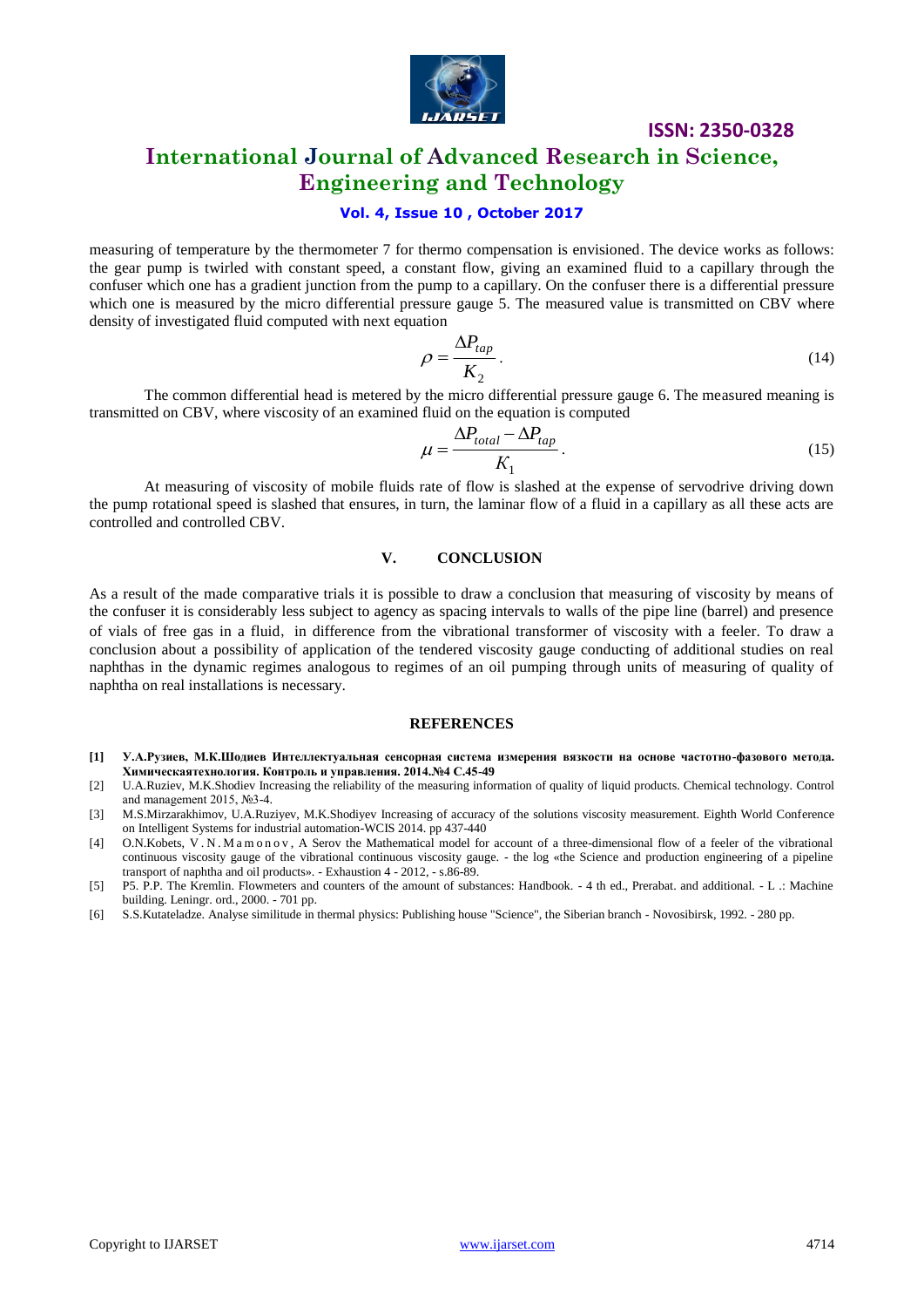measuring of temperature by the thermometer 7 for thermo compensation is envisioned. The device works as follows: the gear pump is twirled with constant speed, a constant flow, giving an examined fluid to a capillary through the confuser which one has a gradient junction from the pump to a capillary. On the confuser there is a differential pressure which one is measured by the micro differential pressure gauge 5. The measured value is transmitted on CBV where density of investigated fluid computed with next equation

$$\rho = \frac{\Delta P_{tap}}{K_2}. \tag{14}$$

The common differential head is metered by the micro differential pressure gauge 6. The measured meaning is transmitted on CBV, where viscosity of an examined fluid on the equation is computed

$$\mu = \frac{\Delta P_{total} - \Delta P_{tap}}{K_1}. \tag{15}$$

At measuring of viscosity of mobile fluids rate of flow is slashed at the expense of servodrive driving down the pump rotational speed is slashed that ensures, in turn, the laminar flow of a fluid in a capillary as all these acts are controlled and controlled CBV.

## V. CONCLUSION

As a result of the made comparative trials it is possible to draw a conclusion that measuring of viscosity by means of the confuser it is considerably less subject to agency as spacing intervals to walls of the pipe line (barrel) and presence of vials of free gas in a fluid, in difference from the vibrational transformer of viscosity with a feeler. To draw a conclusion about a possibility of application of the tendered viscosity gauge conducting of additional studies on real naphthas in the dynamic regimes analogous to regimes of an oil pumping through units of measuring of quality of naphtha on real installations is necessary.

## REFERENCES

**[1] У.А.Рузиев, М.К.Шодиев Интеллектуальная сенсорная система измерения вязкости на основе частотно-фазового метода. Химическаятехнология. Контроль и управления. 2014.№4 С.45-49**

[2] U.A.Ruziev, M.K.Shodiev Increasing the reliability of the measuring information of quality of liquid products. Chemical technology. Control and management 2015, №3-4.

[3] M.S.Mirzarakhimov, U.A.Ruziyev, M.K.Shodiyev Increasing of accuracy of the solutions viscosity measurement. Eighth World Conference on Intelligent Systems for industrial automation-WCIS 2014. pp 437-440

[4] O.N.Kobets, V. N. Mamonov, A Serov the Mathematical model for account of a three-dimensional flow of a feeler of the vibrational continuous viscosity gauge of the vibrational continuous viscosity gauge. - the log «the Science and production engineering of a pipeline transport of naphtha and oil products». - Exhaustion 4 - 2012, - s.86-89.

[5] P5. P.P. The Kremlin. Flowmeters and counters of the amount of substances: Handbook. - 4 th ed., Prerabat. and additional. - L .: Machine building. Leningr. ord., 2000. - 701 pp.

[6] S.S.Kutateladze. Analyse similitude in thermal physics: Publishing house "Science", the Siberian branch - Novosibirsk, 1992. - 280 pp.